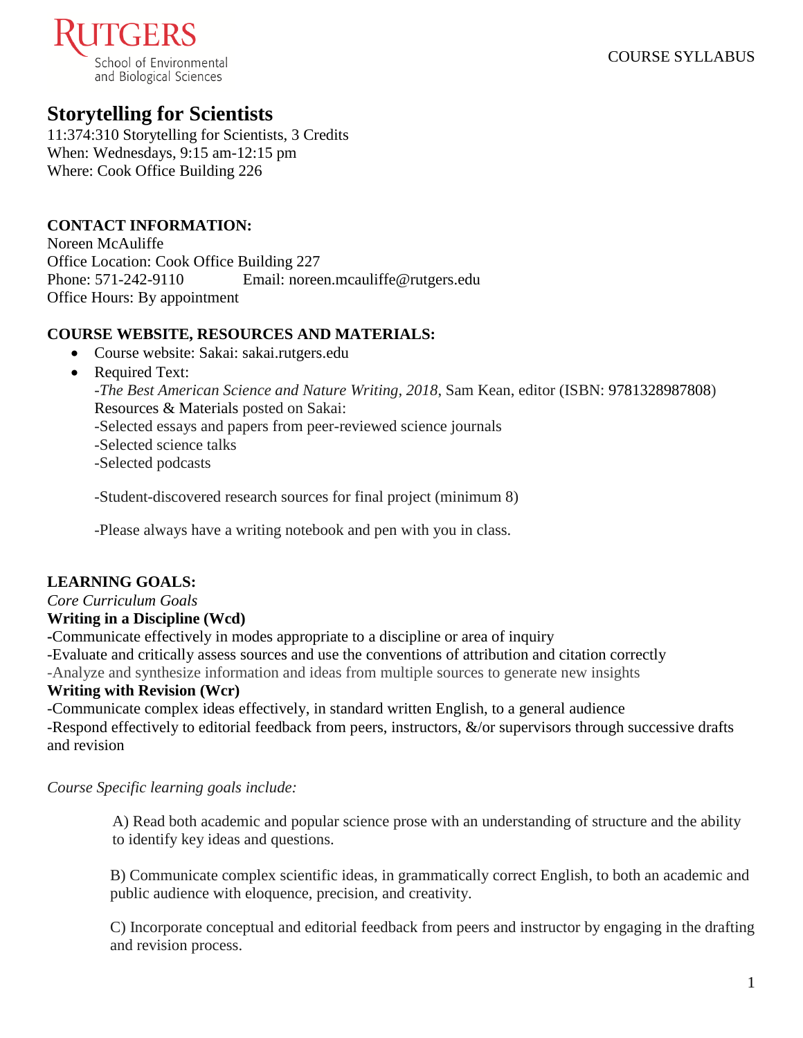Rutgers School of Environmental and Biological Sciences

COURSE SYLLABUS

# Storytelling for Scientists

11:374:310 Storytelling for Scientists, 3 Credits
When: Wednesdays, 9:15 am-12:15 pm
Where: Cook Office Building 226

**CONTACT INFORMATION:**
Noreen McAuliffe
Office Location: Cook Office Building 227
Phone: 571-242-9110 Email: noreen.mcauliffe@rutgers.edu
Office Hours: By appointment

**COURSE WEBSITE, RESOURCES AND MATERIALS:**

- Course website: Sakai: sakai.rutgers.edu
- Required Text:
  -*The Best American Science and Nature Writing*, *2018*, Sam Kean, editor (ISBN: 9781328987808)
  Resources & Materials posted on Sakai:
  -Selected essays and papers from peer-reviewed science journals
  -Selected science talks
  -Selected podcasts

  -Student-discovered research sources for final project (minimum 8)

  -Please always have a writing notebook and pen with you in class.

**LEARNING GOALS:**
*Core Curriculum Goals*
**Writing in a Discipline (Wcd)**
-Communicate effectively in modes appropriate to a discipline or area of inquiry
-Evaluate and critically assess sources and use the conventions of attribution and citation correctly
-Analyze and synthesize information and ideas from multiple sources to generate new insights
**Writing with Revision (Wcr)**
-Communicate complex ideas effectively, in standard written English, to a general audience
-Respond effectively to editorial feedback from peers, instructors, &/or supervisors through successive drafts and revision

*Course Specific learning goals include:*

A) Read both academic and popular science prose with an understanding of structure and the ability to identify key ideas and questions.

B) Communicate complex scientific ideas, in grammatically correct English, to both an academic and public audience with eloquence, precision, and creativity.

C) Incorporate conceptual and editorial feedback from peers and instructor by engaging in the drafting and revision process.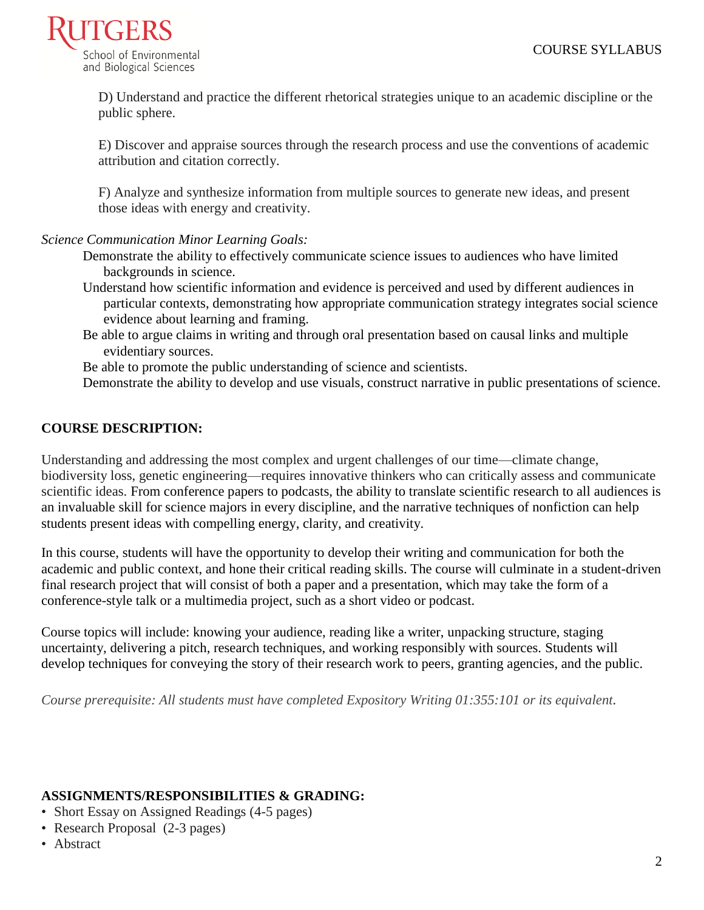D) Understand and practice the different rhetorical strategies unique to an academic discipline or the public sphere.

E) Discover and appraise sources through the research process and use the conventions of academic attribution and citation correctly.

F) Analyze and synthesize information from multiple sources to generate new ideas, and present those ideas with energy and creativity.

*Science Communication Minor Learning Goals:*

Demonstrate the ability to effectively communicate science issues to audiences who have limited backgrounds in science.

Understand how scientific information and evidence is perceived and used by different audiences in particular contexts, demonstrating how appropriate communication strategy integrates social science evidence about learning and framing.

Be able to argue claims in writing and through oral presentation based on causal links and multiple evidentiary sources.

Be able to promote the public understanding of science and scientists.

Demonstrate the ability to develop and use visuals, construct narrative in public presentations of science.

**COURSE DESCRIPTION:**

Understanding and addressing the most complex and urgent challenges of our time—climate change, biodiversity loss, genetic engineering—requires innovative thinkers who can critically assess and communicate scientific ideas. From conference papers to podcasts, the ability to translate scientific research to all audiences is an invaluable skill for science majors in every discipline, and the narrative techniques of nonfiction can help students present ideas with compelling energy, clarity, and creativity.

In this course, students will have the opportunity to develop their writing and communication for both the academic and public context, and hone their critical reading skills. The course will culminate in a student-driven final research project that will consist of both a paper and a presentation, which may take the form of a conference-style talk or a multimedia project, such as a short video or podcast.

Course topics will include: knowing your audience, reading like a writer, unpacking structure, staging uncertainty, delivering a pitch, research techniques, and working responsibly with sources. Students will develop techniques for conveying the story of their research work to peers, granting agencies, and the public.

*Course prerequisite: All students must have completed Expository Writing 01:355:101 or its equivalent.*

**ASSIGNMENTS/RESPONSIBILITIES & GRADING:**

- Short Essay on Assigned Readings (4-5 pages)
- Research Proposal (2-3 pages)
- Abstract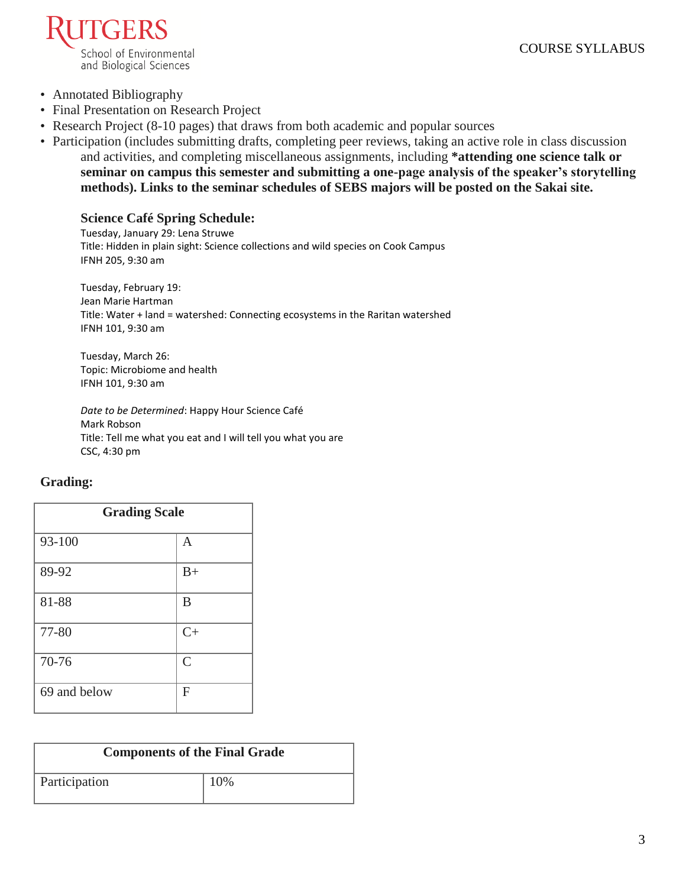- Annotated Bibliography
- Final Presentation on Research Project
- Research Project (8-10 pages) that draws from both academic and popular sources
- Participation (includes submitting drafts, completing peer reviews, taking an active role in class discussion and activities, and completing miscellaneous assignments, including ***attending one science talk or seminar on campus this semester and submitting a one-page analysis of the speaker's storytelling methods). Links to the seminar schedules of SEBS majors will be posted on the Sakai site.**

**Science Café Spring Schedule:**

Tuesday, January 29: Lena Struwe
Title: Hidden in plain sight: Science collections and wild species on Cook Campus
IFNH 205, 9:30 am

Tuesday, February 19:
Jean Marie Hartman
Title: Water + land = watershed: Connecting ecosystems in the Raritan watershed
IFNH 101, 9:30 am

Tuesday, March 26:
Topic: Microbiome and health
IFNH 101, 9:30 am

*Date to be Determined*: Happy Hour Science Café
Mark Robson
Title: Tell me what you eat and I will tell you what you are
CSC, 4:30 pm

**Grading:**

| **Grading Scale** | |
|---|---|
| 93-100 | A |
| 89-92 | B+ |
| 81-88 | B |
| 77-80 | C+ |
| 70-76 | C |
| 69 and below | F |

| **Components of the Final Grade** | |
|---|---|
| Participation | 10% |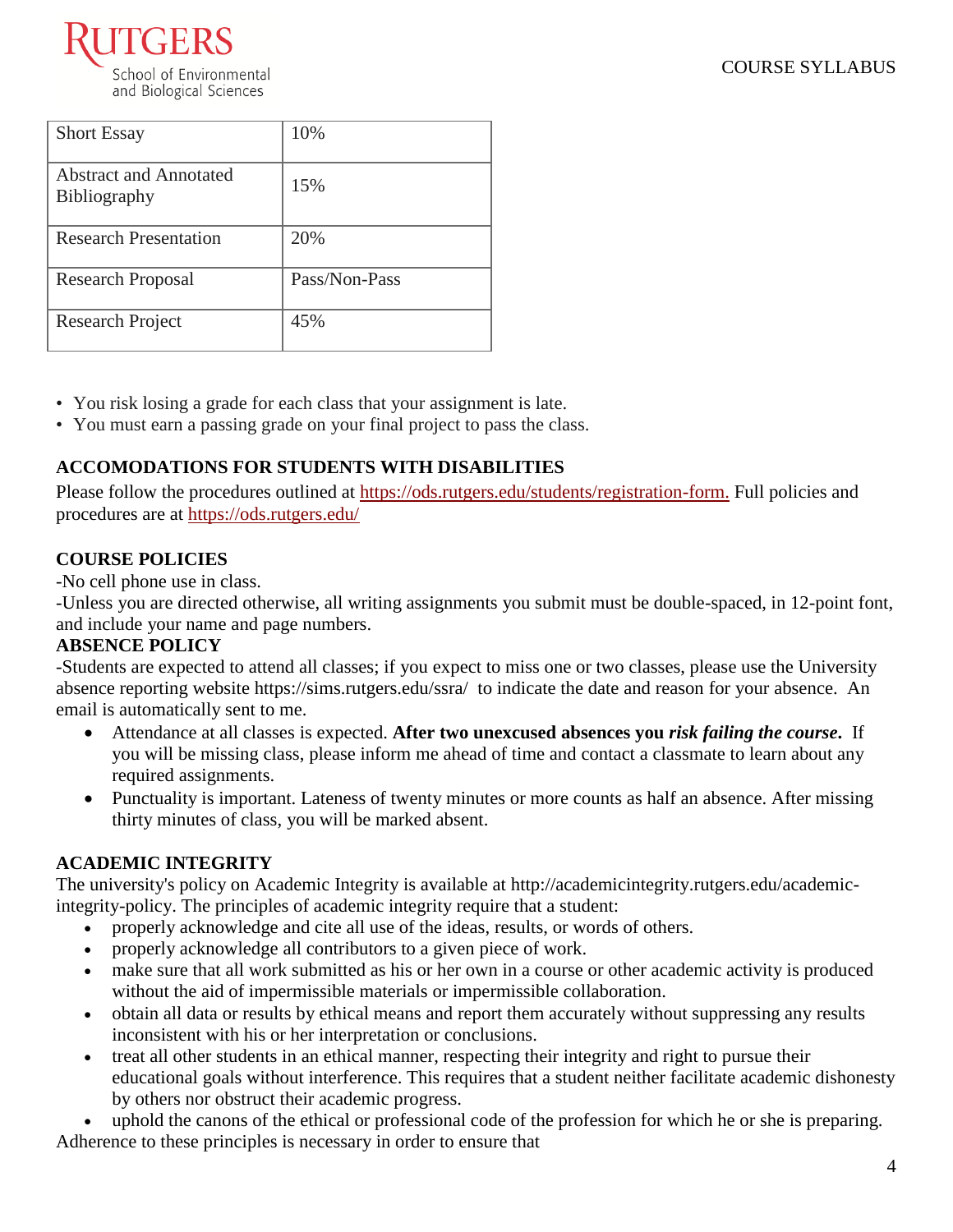| | |
|---|---|
| Short Essay | 10% |
| Abstract and Annotated Bibliography | 15% |
| Research Presentation | 20% |
| Research Proposal | Pass/Non-Pass |
| Research Project | 45% |

- You risk losing a grade for each class that your assignment is late.
- You must earn a passing grade on your final project to pass the class.

**ACCOMODATIONS FOR STUDENTS WITH DISABILITIES**

Please follow the procedures outlined at https://ods.rutgers.edu/students/registration-form. Full policies and procedures are at https://ods.rutgers.edu/

**COURSE POLICIES**

-No cell phone use in class.

-Unless you are directed otherwise, all writing assignments you submit must be double-spaced, in 12-point font, and include your name and page numbers.

**ABSENCE POLICY**

-Students are expected to attend all classes; if you expect to miss one or two classes, please use the University absence reporting website https://sims.rutgers.edu/ssra/ to indicate the date and reason for your absence. An email is automatically sent to me.

- Attendance at all classes is expected. **After two unexcused absences you *risk failing the course*.** If you will be missing class, please inform me ahead of time and contact a classmate to learn about any required assignments.
- Punctuality is important. Lateness of twenty minutes or more counts as half an absence. After missing thirty minutes of class, you will be marked absent.

**ACADEMIC INTEGRITY**

The university's policy on Academic Integrity is available at http://academicintegrity.rutgers.edu/academic-integrity-policy. The principles of academic integrity require that a student:

- properly acknowledge and cite all use of the ideas, results, or words of others.
- properly acknowledge all contributors to a given piece of work.
- make sure that all work submitted as his or her own in a course or other academic activity is produced without the aid of impermissible materials or impermissible collaboration.
- obtain all data or results by ethical means and report them accurately without suppressing any results inconsistent with his or her interpretation or conclusions.
- treat all other students in an ethical manner, respecting their integrity and right to pursue their educational goals without interference. This requires that a student neither facilitate academic dishonesty by others nor obstruct their academic progress.
- uphold the canons of the ethical or professional code of the profession for which he or she is preparing.

Adherence to these principles is necessary in order to ensure that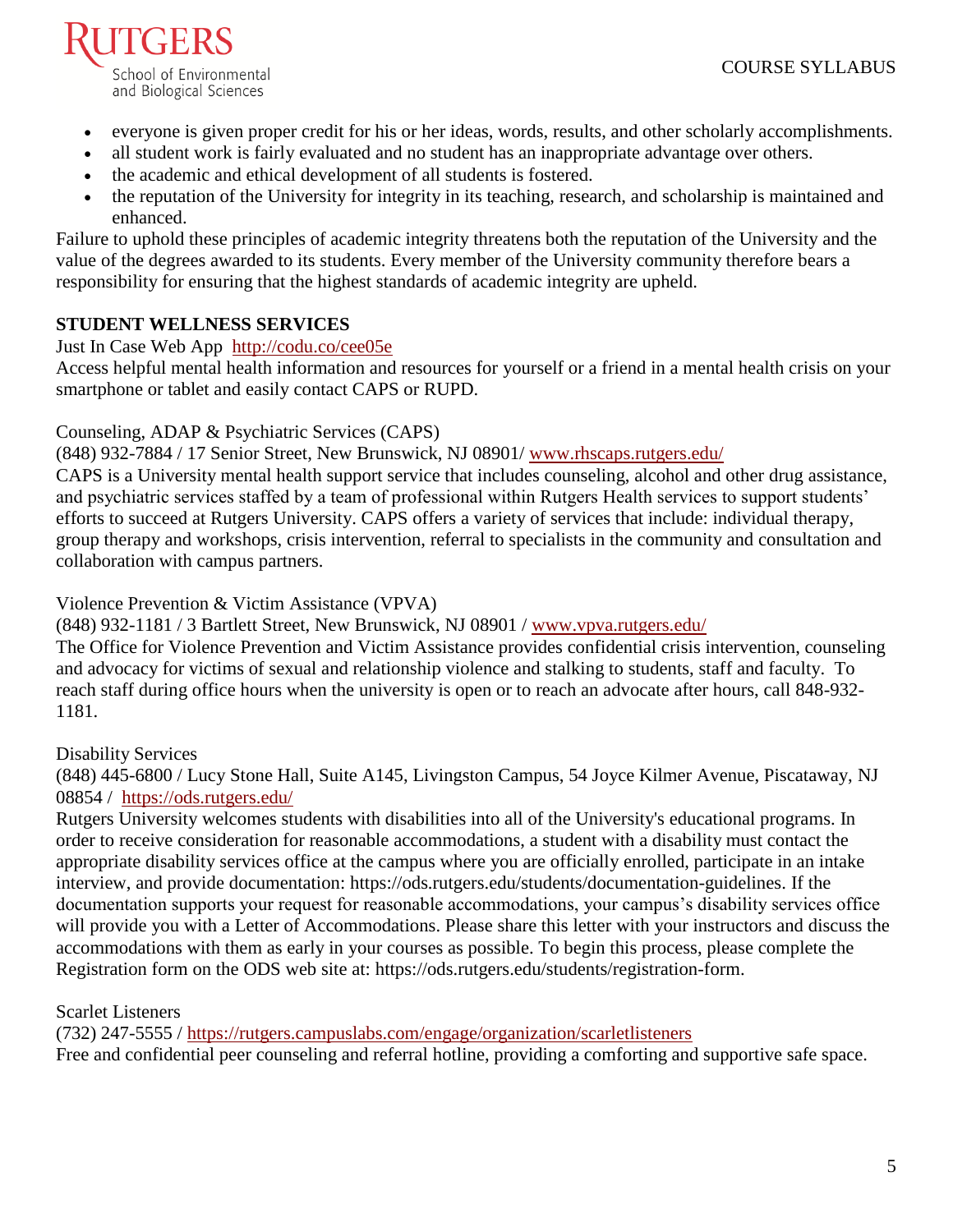- everyone is given proper credit for his or her ideas, words, results, and other scholarly accomplishments.
- all student work is fairly evaluated and no student has an inappropriate advantage over others.
- the academic and ethical development of all students is fostered.
- the reputation of the University for integrity in its teaching, research, and scholarship is maintained and enhanced.

Failure to uphold these principles of academic integrity threatens both the reputation of the University and the value of the degrees awarded to its students. Every member of the University community therefore bears a responsibility for ensuring that the highest standards of academic integrity are upheld.

## STUDENT WELLNESS SERVICES

Just In Case Web App http://codu.co/cee05e
Access helpful mental health information and resources for yourself or a friend in a mental health crisis on your smartphone or tablet and easily contact CAPS or RUPD.

Counseling, ADAP & Psychiatric Services (CAPS)
(848) 932-7884 / 17 Senior Street, New Brunswick, NJ 08901/ www.rhscaps.rutgers.edu/
CAPS is a University mental health support service that includes counseling, alcohol and other drug assistance, and psychiatric services staffed by a team of professional within Rutgers Health services to support students' efforts to succeed at Rutgers University. CAPS offers a variety of services that include: individual therapy, group therapy and workshops, crisis intervention, referral to specialists in the community and consultation and collaboration with campus partners.

Violence Prevention & Victim Assistance (VPVA)
(848) 932-1181 / 3 Bartlett Street, New Brunswick, NJ 08901 / www.vpva.rutgers.edu/
The Office for Violence Prevention and Victim Assistance provides confidential crisis intervention, counseling and advocacy for victims of sexual and relationship violence and stalking to students, staff and faculty. To reach staff during office hours when the university is open or to reach an advocate after hours, call 848-932-1181.

Disability Services
(848) 445-6800 / Lucy Stone Hall, Suite A145, Livingston Campus, 54 Joyce Kilmer Avenue, Piscataway, NJ 08854 / https://ods.rutgers.edu/
Rutgers University welcomes students with disabilities into all of the University's educational programs. In order to receive consideration for reasonable accommodations, a student with a disability must contact the appropriate disability services office at the campus where you are officially enrolled, participate in an intake interview, and provide documentation: https://ods.rutgers.edu/students/documentation-guidelines. If the documentation supports your request for reasonable accommodations, your campus's disability services office will provide you with a Letter of Accommodations. Please share this letter with your instructors and discuss the accommodations with them as early in your courses as possible. To begin this process, please complete the Registration form on the ODS web site at: https://ods.rutgers.edu/students/registration-form.

Scarlet Listeners
(732) 247-5555 / https://rutgers.campuslabs.com/engage/organization/scarletlisteners
Free and confidential peer counseling and referral hotline, providing a comforting and supportive safe space.